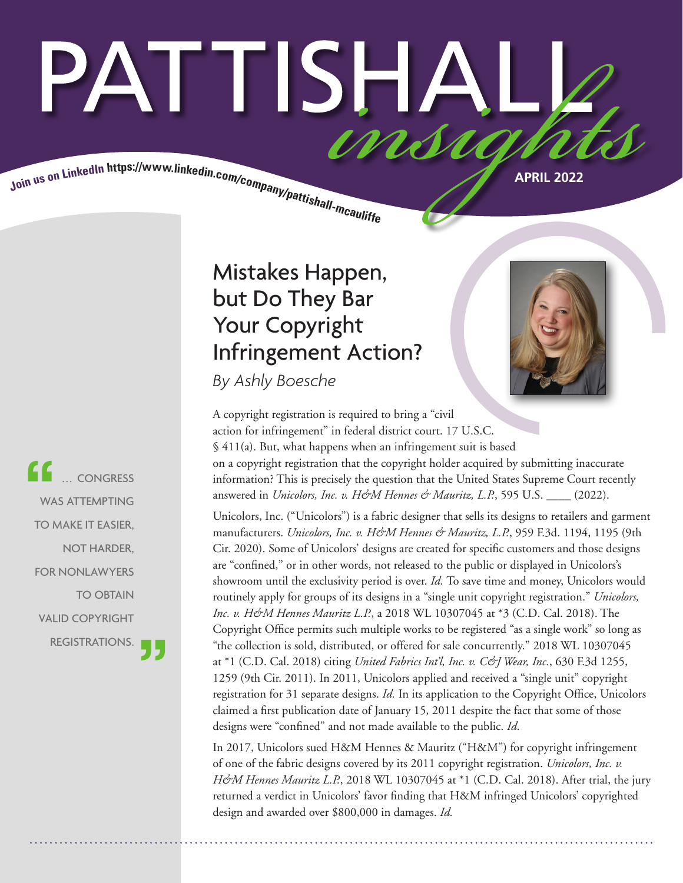# PATTISHALL *insights*

Join us on LinkedIn https://www.linkedin.com/company/pattishall-mcauliffe

**APRIL 2022**

## Mistakes Happen, but Do They Bar Your Copyright Infringement Action?

*By Ashly Boesche*

> "… CONGRESS WAS ATTEMPTING TO MAKE IT EASIER, NOT HARDER, FOR NONLAWYERS TO OBTAIN VALID COPYRIGHT REGISTRATIONS."

A copyright registration is required to bring a "civil action for infringement" in federal district court. 17 U.S.C. § 411(a). But, what happens when an infringement suit is based on a copyright registration that the copyright holder acquired by submitting inaccurate information? This is precisely the question that the United States Supreme Court recently answered in *Unicolors, Inc. v. H&M Hennes & Mauritz, L.P.*, 595 U.S. ____ (2022).

Unicolors, Inc. ("Unicolors") is a fabric designer that sells its designs to retailers and garment manufacturers. *Unicolors, Inc. v. H&M Hennes & Mauritz, L.P.*, 959 F.3d. 1194, 1195 (9th Cir. 2020). Some of Unicolors' designs are created for specific customers and those designs are "confined," or in other words, not released to the public or displayed in Unicolors's showroom until the exclusivity period is over. *Id.* To save time and money, Unicolors would routinely apply for groups of its designs in a "single unit copyright registration." *Unicolors, Inc. v. H&M Hennes Mauritz L.P.*, a 2018 WL 10307045 at *3 (C.D. Cal. 2018). The Copyright Office permits such multiple works to be registered "as a single work" so long as "the collection is sold, distributed, or offered for sale concurrently." 2018 WL 10307045 at *1 (C.D. Cal. 2018) citing *United Fabrics Int'l, Inc. v. C&J Wear, Inc.*, 630 F.3d 1255, 1259 (9th Cir. 2011). In 2011, Unicolors applied and received a "single unit" copyright registration for 31 separate designs. *Id.* In its application to the Copyright Office, Unicolors claimed a first publication date of January 15, 2011 despite the fact that some of those designs were "confined" and not made available to the public. *Id*.

In 2017, Unicolors sued H&M Hennes & Mauritz ("H&M") for copyright infringement of one of the fabric designs covered by its 2011 copyright registration. *Unicolors, Inc. v. H&M Hennes Mauritz L.P.*, 2018 WL 10307045 at *1 (C.D. Cal. 2018). After trial, the jury returned a verdict in Unicolors' favor finding that H&M infringed Unicolors' copyrighted design and awarded over $800,000 in damages. *Id.*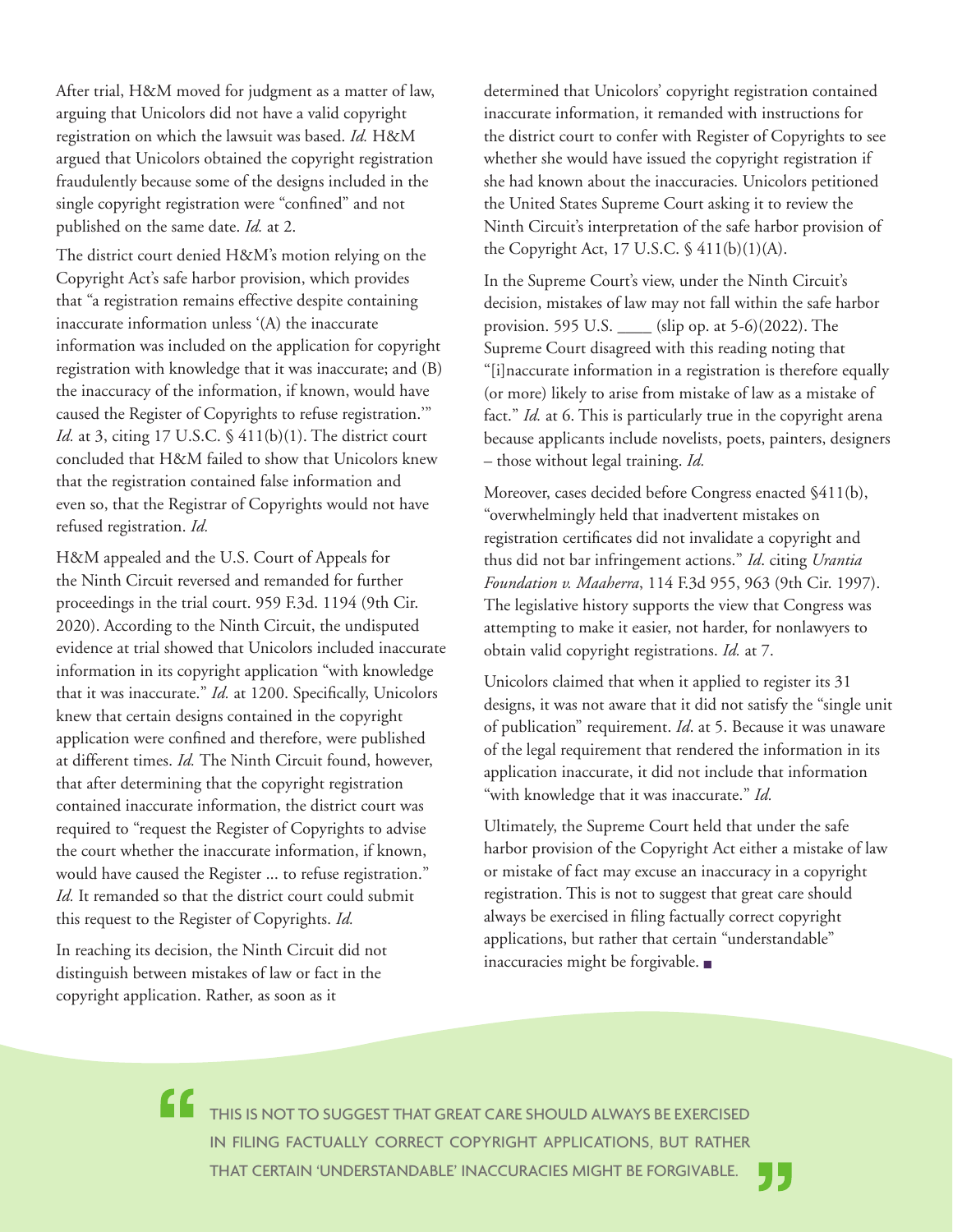After trial, H&M moved for judgment as a matter of law, arguing that Unicolors did not have a valid copyright registration on which the lawsuit was based. *Id.* H&M argued that Unicolors obtained the copyright registration fraudulently because some of the designs included in the single copyright registration were "confined" and not published on the same date. *Id.* at 2.

The district court denied H&M's motion relying on the Copyright Act's safe harbor provision, which provides that "a registration remains effective despite containing inaccurate information unless '(A) the inaccurate information was included on the application for copyright registration with knowledge that it was inaccurate; and (B) the inaccuracy of the information, if known, would have caused the Register of Copyrights to refuse registration.'" *Id.* at 3, citing 17 U.S.C. § 411(b)(1). The district court concluded that H&M failed to show that Unicolors knew that the registration contained false information and even so, that the Registrar of Copyrights would not have refused registration. *Id.*

H&M appealed and the U.S. Court of Appeals for the Ninth Circuit reversed and remanded for further proceedings in the trial court. 959 F.3d. 1194 (9th Cir. 2020). According to the Ninth Circuit, the undisputed evidence at trial showed that Unicolors included inaccurate information in its copyright application "with knowledge that it was inaccurate." *Id.* at 1200. Specifically, Unicolors knew that certain designs contained in the copyright application were confined and therefore, were published at different times. *Id.* The Ninth Circuit found, however, that after determining that the copyright registration contained inaccurate information, the district court was required to "request the Register of Copyrights to advise the court whether the inaccurate information, if known, would have caused the Register ... to refuse registration." *Id.* It remanded so that the district court could submit this request to the Register of Copyrights. *Id.*

In reaching its decision, the Ninth Circuit did not distinguish between mistakes of law or fact in the copyright application. Rather, as soon as it determined that Unicolors' copyright registration contained inaccurate information, it remanded with instructions for the district court to confer with Register of Copyrights to see whether she would have issued the copyright registration if she had known about the inaccuracies. Unicolors petitioned the United States Supreme Court asking it to review the Ninth Circuit's interpretation of the safe harbor provision of the Copyright Act, 17 U.S.C. § 411(b)(1)(A).

In the Supreme Court's view, under the Ninth Circuit's decision, mistakes of law may not fall within the safe harbor provision. 595 U.S. ____ (slip op. at 5-6)(2022). The Supreme Court disagreed with this reading noting that "[i]naccurate information in a registration is therefore equally (or more) likely to arise from mistake of law as a mistake of fact." *Id.* at 6. This is particularly true in the copyright arena because applicants include novelists, poets, painters, designers – those without legal training. *Id.*

Moreover, cases decided before Congress enacted §411(b), "overwhelmingly held that inadvertent mistakes on registration certificates did not invalidate a copyright and thus did not bar infringement actions." *Id*. citing *Urantia Foundation v. Maaherra*, 114 F.3d 955, 963 (9th Cir. 1997). The legislative history supports the view that Congress was attempting to make it easier, not harder, for nonlawyers to obtain valid copyright registrations. *Id.* at 7.

Unicolors claimed that when it applied to register its 31 designs, it was not aware that it did not satisfy the "single unit of publication" requirement. *Id*. at 5. Because it was unaware of the legal requirement that rendered the information in its application inaccurate, it did not include that information "with knowledge that it was inaccurate." *Id.*

Ultimately, the Supreme Court held that under the safe harbor provision of the Copyright Act either a mistake of law or mistake of fact may excuse an inaccuracy in a copyright registration. This is not to suggest that great care should always be exercised in filing factually correct copyright applications, but rather that certain "understandable" inaccuracies might be forgivable. ■

> "THIS IS NOT TO SUGGEST THAT GREAT CARE SHOULD ALWAYS BE EXERCISED IN FILING FACTUALLY CORRECT COPYRIGHT APPLICATIONS, BUT RATHER THAT CERTAIN 'UNDERSTANDABLE' INACCURACIES MIGHT BE FORGIVABLE."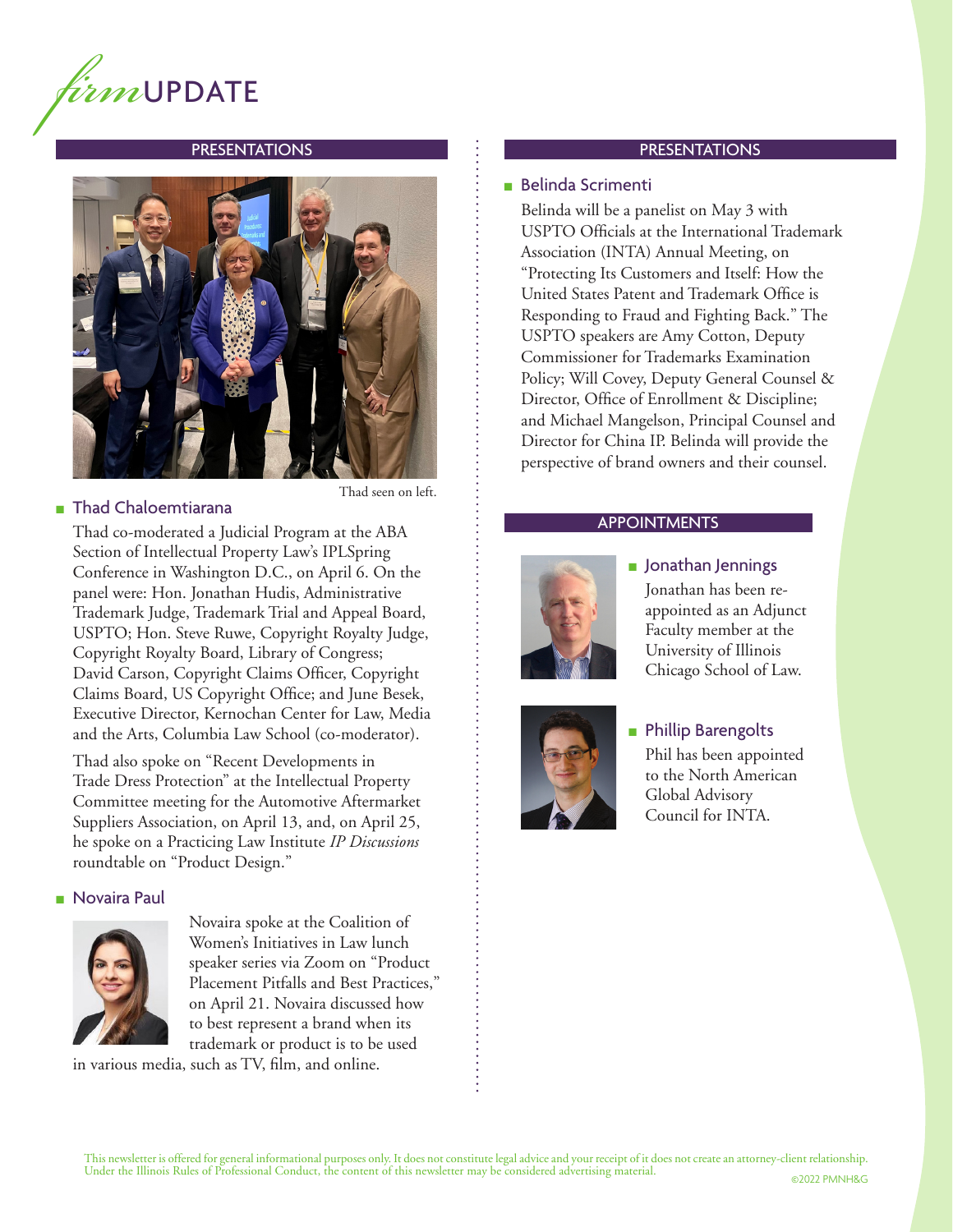# *firm*UPDATE

## PRESENTATIONS

Thad seen on left.

### Thad Chaloemtiarana

Thad co-moderated a Judicial Program at the ABA Section of Intellectual Property Law's IPLSpring Conference in Washington D.C., on April 6. On the panel were: Hon. Jonathan Hudis, Administrative Trademark Judge, Trademark Trial and Appeal Board, USPTO; Hon. Steve Ruwe, Copyright Royalty Judge, Copyright Royalty Board, Library of Congress; David Carson, Copyright Claims Officer, Copyright Claims Board, US Copyright Office; and June Besek, Executive Director, Kernochan Center for Law, Media and the Arts, Columbia Law School (co-moderator).

Thad also spoke on "Recent Developments in Trade Dress Protection" at the Intellectual Property Committee meeting for the Automotive Aftermarket Suppliers Association, on April 13, and, on April 25, he spoke on a Practicing Law Institute *IP Discussions* roundtable on "Product Design."

### Novaira Paul

Novaira spoke at the Coalition of Women's Initiatives in Law lunch speaker series via Zoom on "Product Placement Pitfalls and Best Practices," on April 21. Novaira discussed how to best represent a brand when its trademark or product is to be used in various media, such as TV, film, and online.

## PRESENTATIONS

### Belinda Scrimenti

Belinda will be a panelist on May 3 with USPTO Officials at the International Trademark Association (INTA) Annual Meeting, on "Protecting Its Customers and Itself: How the United States Patent and Trademark Office is Responding to Fraud and Fighting Back." The USPTO speakers are Amy Cotton, Deputy Commissioner for Trademarks Examination Policy; Will Covey, Deputy General Counsel & Director, Office of Enrollment & Discipline; and Michael Mangelson, Principal Counsel and Director for China IP. Belinda will provide the perspective of brand owners and their counsel.

## APPOINTMENTS

### Jonathan Jennings

Jonathan has been re-appointed as an Adjunct Faculty member at the University of Illinois Chicago School of Law.

### Phillip Barengolts

Phil has been appointed to the North American Global Advisory Council for INTA.

This newsletter is offered for general informational purposes only. It does not constitute legal advice and your receipt of it does not create an attorney-client relationship. Under the Illinois Rules of Professional Conduct, the content of this newsletter may be considered advertising material.

©2022 PMNH&G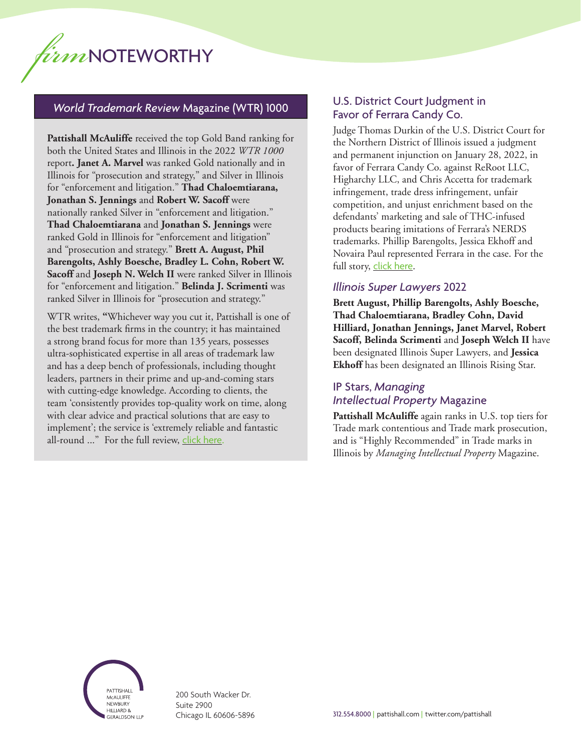# *firm*NOTEWORTHY

## *World Trademark Review* Magazine (WTR) 1000

**Pattishall McAuliffe** received the top Gold Band ranking for both the United States and Illinois in the 2022 *WTR 1000* report**. Janet A. Marvel** was ranked Gold nationally and in Illinois for "prosecution and strategy," and Silver in Illinois for "enforcement and litigation." **Thad Chaloemtiarana, Jonathan S. Jennings** and **Robert W. Sacoff** were nationally ranked Silver in "enforcement and litigation." **Thad Chaloemtiarana** and **Jonathan S. Jennings** were ranked Gold in Illinois for "enforcement and litigation" and "prosecution and strategy." **Brett A. August, Phil Barengolts, Ashly Boesche, Bradley L. Cohn, Robert W. Sacoff** and **Joseph N. Welch II** were ranked Silver in Illinois for "enforcement and litigation." **Belinda J. Scrimenti** was ranked Silver in Illinois for "prosecution and strategy."

WTR writes, **"**Whichever way you cut it, Pattishall is one of the best trademark firms in the country; it has maintained a strong brand focus for more than 135 years, possesses ultra-sophisticated expertise in all areas of trademark law and has a deep bench of professionals, including thought leaders, partners in their prime and up-and-coming stars with cutting-edge knowledge. According to clients, the team 'consistently provides top-quality work on time, along with clear advice and practical solutions that are easy to implement'; the service is 'extremely reliable and fantastic all-round ...'" For the full review, click here.

## U.S. District Court Judgment in Favor of Ferrara Candy Co.

Judge Thomas Durkin of the U.S. District Court for the Northern District of Illinois issued a judgment and permanent injunction on January 28, 2022, in favor of Ferrara Candy Co. against ReRoot LLC, Higharchy LLC, and Chris Accetta for trademark infringement, trade dress infringement, unfair competition, and unjust enrichment based on the defendants' marketing and sale of THC-infused products bearing imitations of Ferrara's NERDS trademarks. Phillip Barengolts, Jessica Ekhoff and Novaira Paul represented Ferrara in the case. For the full story, click here.

## *Illinois Super Lawyers* 2022

**Brett August, Phillip Barengolts, Ashly Boesche, Thad Chaloemtiarana, Bradley Cohn, David Hilliard, Jonathan Jennings, Janet Marvel, Robert Sacoff, Belinda Scrimenti** and **Joseph Welch II** have been designated Illinois Super Lawyers, and **Jessica Ekhoff** has been designated an Illinois Rising Star.

## IP Stars, *Managing Intellectual Property* Magazine

**Pattishall McAuliffe** again ranks in U.S. top tiers for Trade mark contentious and Trade mark prosecution, and is "Highly Recommended" in Trade marks in Illinois by *Managing Intellectual Property* Magazine.

PATTISHALL McAULIFFE NEWBURY HILLIARD & GERALDSON LLP

200 South Wacker Dr.
Suite 2900
Chicago IL 60606-5896

312.554.8000 | pattishall.com | twitter.com/pattishall